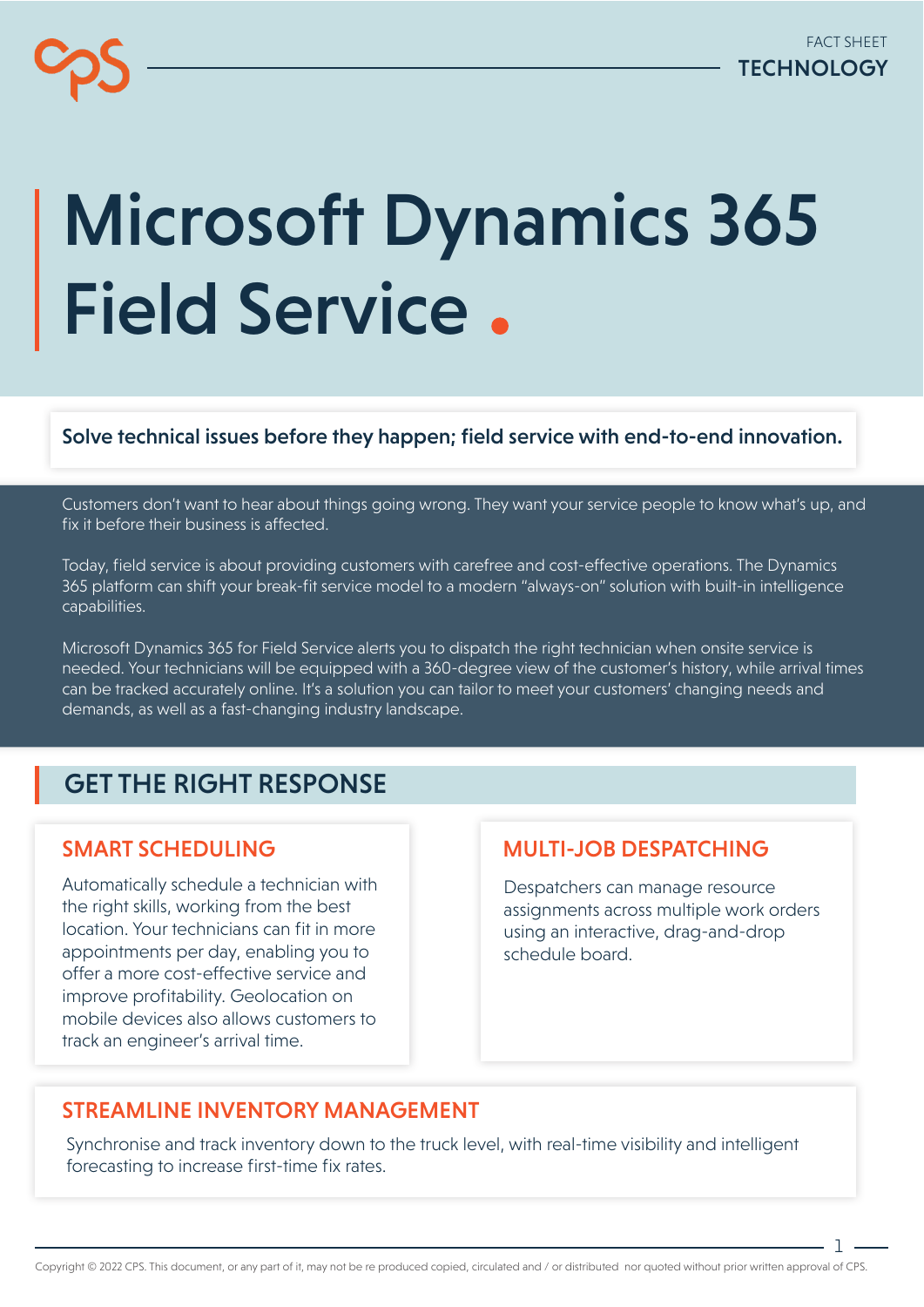FACT SHEET
TECHNOLOGY

# Microsoft Dynamics 365 Field Service

**Solve technical issues before they happen; field service with end-to-end innovation.**

Customers don't want to hear about things going wrong. They want your service people to know what's up, and fix it before their business is affected.

Today, field service is about providing customers with carefree and cost-effective operations. The Dynamics 365 platform can shift your break-fit service model to a modern "always-on" solution with built-in intelligence capabilities.

Microsoft Dynamics 365 for Field Service alerts you to dispatch the right technician when onsite service is needed. Your technicians will be equipped with a 360-degree view of the customer's history, while arrival times can be tracked accurately online. It's a solution you can tailor to meet your customers' changing needs and demands, as well as a fast-changing industry landscape.

## GET THE RIGHT RESPONSE

### SMART SCHEDULING

Automatically schedule a technician with the right skills, working from the best location. Your technicians can fit in more appointments per day, enabling you to offer a more cost-effective service and improve profitability. Geolocation on mobile devices also allows customers to track an engineer's arrival time.

### MULTI-JOB DESPATCHING

Despatchers can manage resource assignments across multiple work orders using an interactive, drag-and-drop schedule board.

### STREAMLINE INVENTORY MANAGEMENT

Synchronise and track inventory down to the truck level, with real-time visibility and intelligent forecasting to increase first-time fix rates.

Copyright © 2022 CPS. This document, or any part of it, may not be re produced copied, circulated and / or distributed nor quoted without prior written approval of CPS.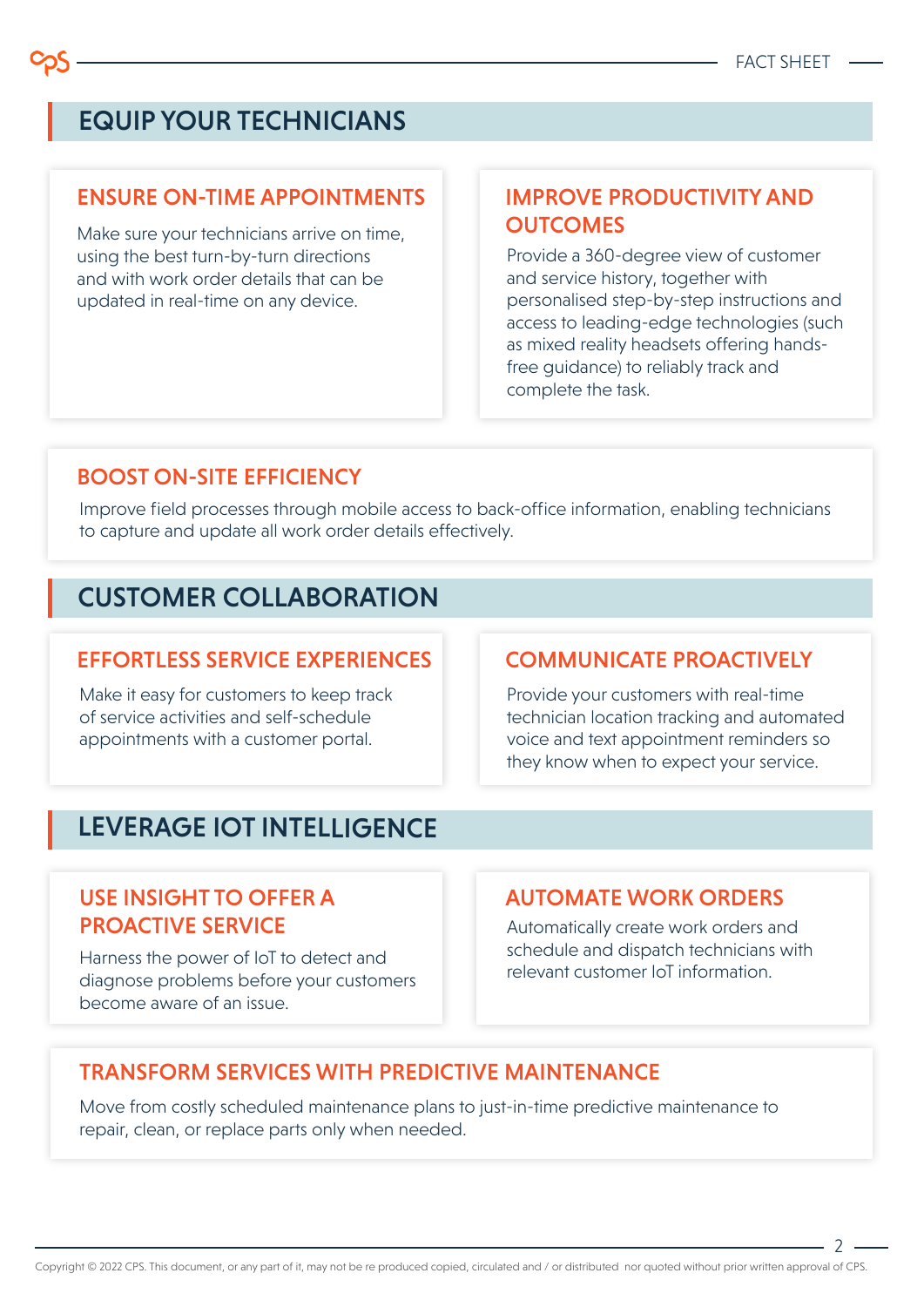## EQUIP YOUR TECHNICIANS

### ENSURE ON-TIME APPOINTMENTS

Make sure your technicians arrive on time, using the best turn-by-turn directions and with work order details that can be updated in real-time on any device.

### IMPROVE PRODUCTIVITY AND OUTCOMES

Provide a 360-degree view of customer and service history, together with personalised step-by-step instructions and access to leading-edge technologies (such as mixed reality headsets offering hands-free guidance) to reliably track and complete the task.

### BOOST ON-SITE EFFICIENCY

Improve field processes through mobile access to back-office information, enabling technicians to capture and update all work order details effectively.

## CUSTOMER COLLABORATION

### EFFORTLESS SERVICE EXPERIENCES

Make it easy for customers to keep track of service activities and self-schedule appointments with a customer portal.

### COMMUNICATE PROACTIVELY

Provide your customers with real-time technician location tracking and automated voice and text appointment reminders so they know when to expect your service.

## LEVERAGE IOT INTELLIGENCE

### USE INSIGHT TO OFFER A PROACTIVE SERVICE

Harness the power of IoT to detect and diagnose problems before your customers become aware of an issue.

### AUTOMATE WORK ORDERS

Automatically create work orders and schedule and dispatch technicians with relevant customer IoT information.

### TRANSFORM SERVICES WITH PREDICTIVE MAINTENANCE

Move from costly scheduled maintenance plans to just-in-time predictive maintenance to repair, clean, or replace parts only when needed.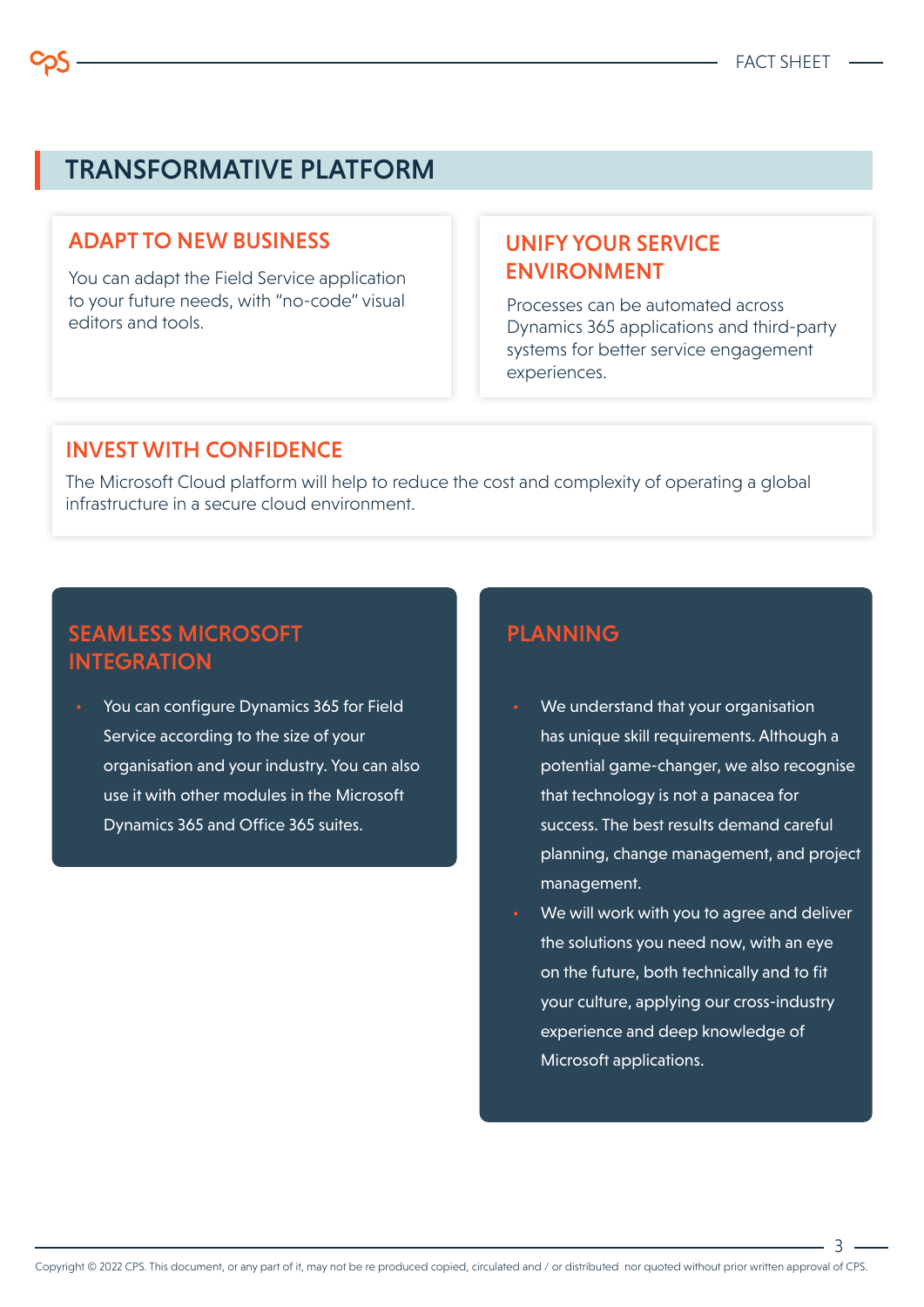# TRANSFORMATIVE PLATFORM

## ADAPT TO NEW BUSINESS

You can adapt the Field Service application to your future needs, with "no-code" visual editors and tools.

## UNIFY YOUR SERVICE ENVIRONMENT

Processes can be automated across Dynamics 365 applications and third-party systems for better service engagement experiences.

## INVEST WITH CONFIDENCE

The Microsoft Cloud platform will help to reduce the cost and complexity of operating a global infrastructure in a secure cloud environment.

## SEAMLESS MICROSOFT INTEGRATION

- You can configure Dynamics 365 for Field Service according to the size of your organisation and your industry. You can also use it with other modules in the Microsoft Dynamics 365 and Office 365 suites.

## PLANNING

- We understand that your organisation has unique skill requirements. Although a potential game-changer, we also recognise that technology is not a panacea for success. The best results demand careful planning, change management, and project management.
- We will work with you to agree and deliver the solutions you need now, with an eye on the future, both technically and to fit your culture, applying our cross-industry experience and deep knowledge of Microsoft applications.

Copyright © 2022 CPS. This document, or any part of it, may not be re produced copied, circulated and / or distributed nor quoted without prior written approval of CPS.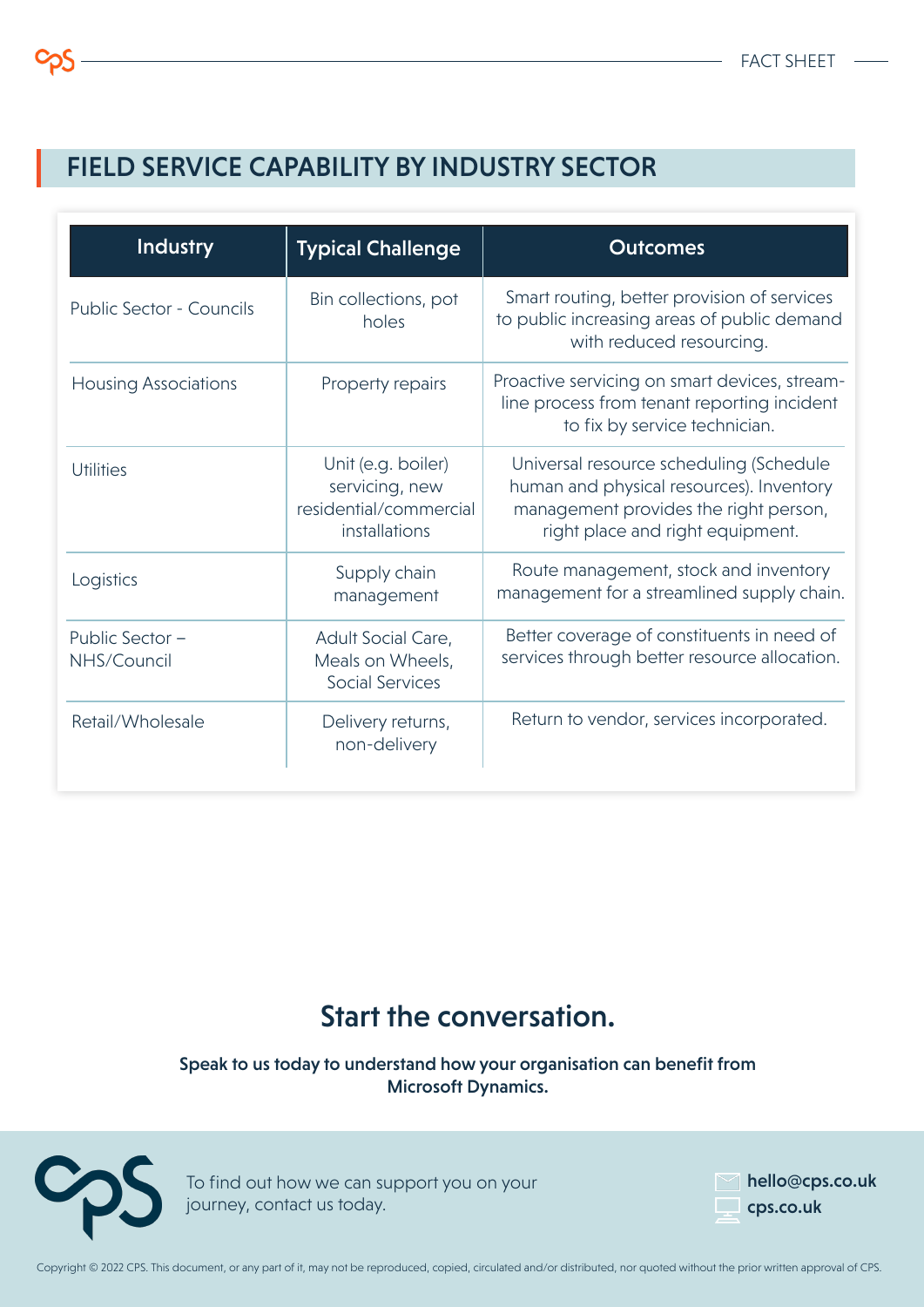## FIELD SERVICE CAPABILITY BY INDUSTRY SECTOR

| Industry | Typical Challenge | Outcomes |
|---|---|---|
| Public Sector - Councils | Bin collections, pot holes | Smart routing, better provision of services to public increasing areas of public demand with reduced resourcing. |
| Housing Associations | Property repairs | Proactive servicing on smart devices, stream-line process from tenant reporting incident to fix by service technician. |
| Utilities | Unit (e.g. boiler) servicing, new residential/commercial installations | Universal resource scheduling (Schedule human and physical resources). Inventory management provides the right person, right place and right equipment. |
| Logistics | Supply chain management | Route management, stock and inventory management for a streamlined supply chain. |
| Public Sector – NHS/Council | Adult Social Care, Meals on Wheels, Social Services | Better coverage of constituents in need of services through better resource allocation. |
| Retail/Wholesale | Delivery returns, non-delivery | Return to vendor, services incorporated. |

## Start the conversation.

**Speak to us today to understand how your organisation can benefit from Microsoft Dynamics.**

To find out how we can support you on your journey, contact us today.

**hello@cps.co.uk**

**cps.co.uk**

Copyright © 2022 CPS. This document, or any part of it, may not be reproduced, copied, circulated and/or distributed, nor quoted without the prior written approval of CPS.